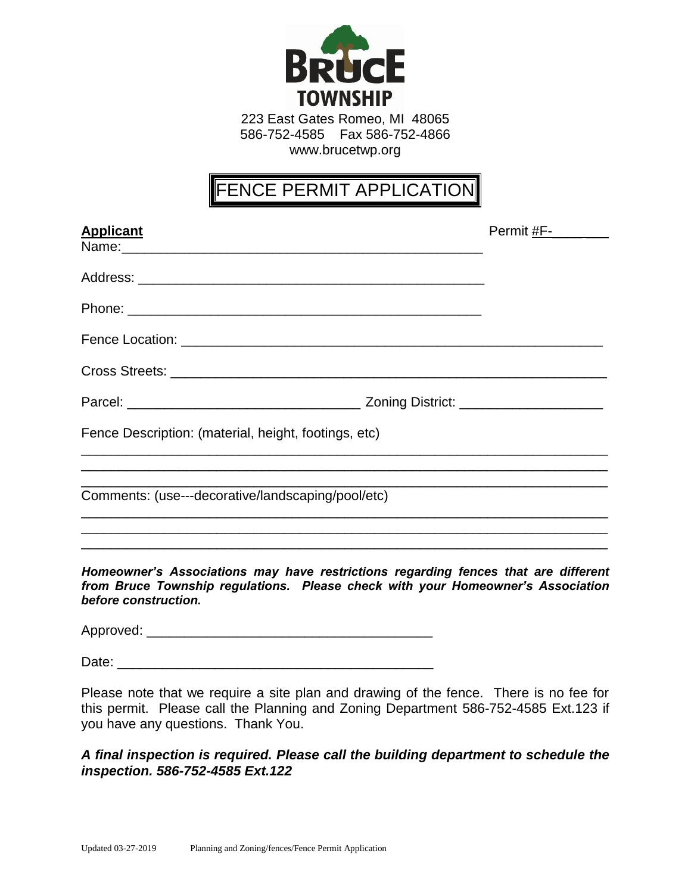**BRUCE TOWNSHIP**

223 East Gates Romeo, MI 48065
586-752-4585 Fax 586-752-4866
www.brucetwp.org

# FENCE PERMIT APPLICATION

**Applicant** Permit #F-________

Name: ______________________________________________

Address: ______________________________________________

Phone: ______________________________________________

Fence Location: ______________________________________________

Cross Streets: ______________________________________________

Parcel: ______________________________ Zoning District: ____________________

Fence Description: (material, height, footings, etc)

______________________________________________________________________

______________________________________________________________________

______________________________________________________________________

Comments: (use---decorative/landscaping/pool/etc)

______________________________________________________________________

______________________________________________________________________

______________________________________________________________________

***Homeowner's Associations may have restrictions regarding fences that are different from Bruce Township regulations. Please check with your Homeowner's Association before construction.***

Approved: ______________________________________

Date: ______________________________________

Please note that we require a site plan and drawing of the fence. There is no fee for this permit. Please call the Planning and Zoning Department 586-752-4585 Ext.123 if you have any questions. Thank You.

***A final inspection is required. Please call the building department to schedule the inspection. 586-752-4585 Ext.122***

Updated 03-27-2019 Planning and Zoning/fences/Fence Permit Application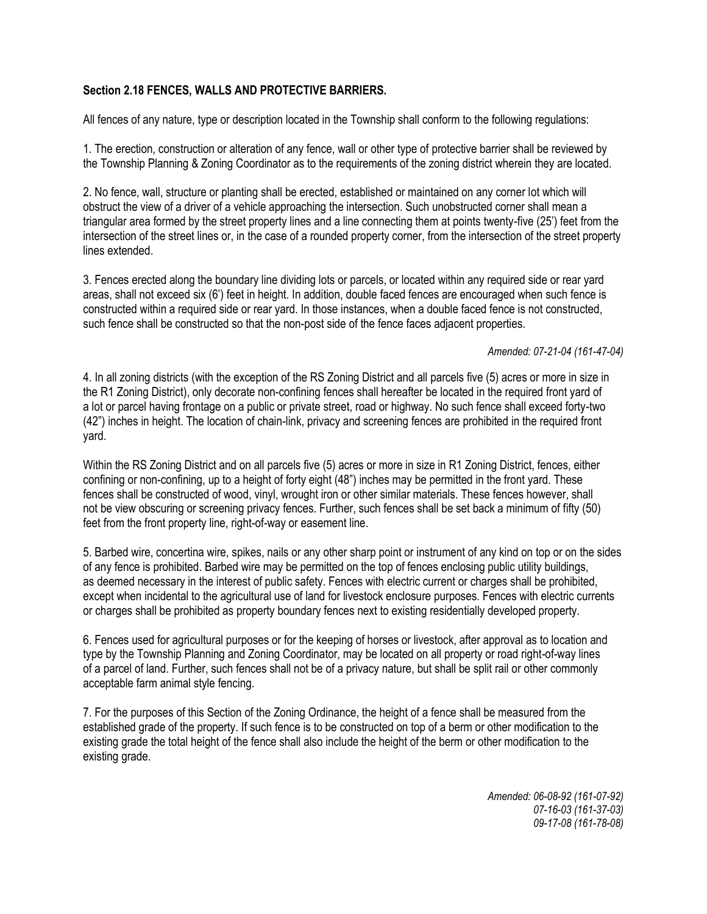**Section 2.18 FENCES, WALLS AND PROTECTIVE BARRIERS.**

All fences of any nature, type or description located in the Township shall conform to the following regulations:

1. The erection, construction or alteration of any fence, wall or other type of protective barrier shall be reviewed by the Township Planning & Zoning Coordinator as to the requirements of the zoning district wherein they are located.

2. No fence, wall, structure or planting shall be erected, established or maintained on any corner lot which will obstruct the view of a driver of a vehicle approaching the intersection. Such unobstructed corner shall mean a triangular area formed by the street property lines and a line connecting them at points twenty-five (25') feet from the intersection of the street lines or, in the case of a rounded property corner, from the intersection of the street property lines extended.

3. Fences erected along the boundary line dividing lots or parcels, or located within any required side or rear yard areas, shall not exceed six (6') feet in height. In addition, double faced fences are encouraged when such fence is constructed within a required side or rear yard. In those instances, when a double faced fence is not constructed, such fence shall be constructed so that the non-post side of the fence faces adjacent properties.

*Amended: 07-21-04 (161-47-04)*

4. In all zoning districts (with the exception of the RS Zoning District and all parcels five (5) acres or more in size in the R1 Zoning District), only decorate non-confining fences shall hereafter be located in the required front yard of a lot or parcel having frontage on a public or private street, road or highway. No such fence shall exceed forty-two (42") inches in height. The location of chain-link, privacy and screening fences are prohibited in the required front yard.

Within the RS Zoning District and on all parcels five (5) acres or more in size in R1 Zoning District, fences, either confining or non-confining, up to a height of forty eight (48") inches may be permitted in the front yard. These fences shall be constructed of wood, vinyl, wrought iron or other similar materials. These fences however, shall not be view obscuring or screening privacy fences. Further, such fences shall be set back a minimum of fifty (50) feet from the front property line, right-of-way or easement line.

5. Barbed wire, concertina wire, spikes, nails or any other sharp point or instrument of any kind on top or on the sides of any fence is prohibited. Barbed wire may be permitted on the top of fences enclosing public utility buildings, as deemed necessary in the interest of public safety. Fences with electric current or charges shall be prohibited, except when incidental to the agricultural use of land for livestock enclosure purposes. Fences with electric currents or charges shall be prohibited as property boundary fences next to existing residentially developed property.

6. Fences used for agricultural purposes or for the keeping of horses or livestock, after approval as to location and type by the Township Planning and Zoning Coordinator, may be located on all property or road right-of-way lines of a parcel of land. Further, such fences shall not be of a privacy nature, but shall be split rail or other commonly acceptable farm animal style fencing.

7. For the purposes of this Section of the Zoning Ordinance, the height of a fence shall be measured from the established grade of the property. If such fence is to be constructed on top of a berm or other modification to the existing grade the total height of the fence shall also include the height of the berm or other modification to the existing grade.

*Amended: 06-08-92 (161-07-92)*
*07-16-03 (161-37-03)*
*09-17-08 (161-78-08)*